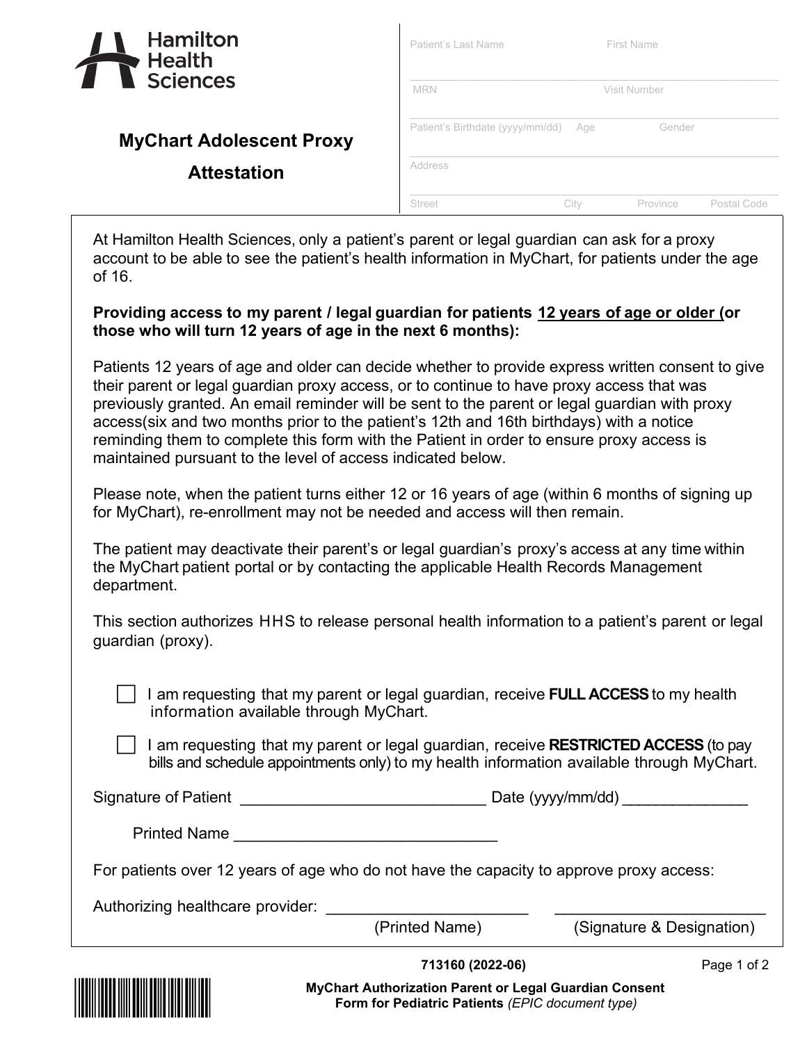Hamilton Health Sciences

# MyChart Adolescent Proxy Attestation

| Patient's Last Name | First Name |
|---|---|
| | |
| **MRN** | **Visit Number** |
| | |

| Patient's Birthdate (yyyy/mm/dd) | Age | Gender |
|---|---|---|
| | | |

Address

| Street | City | Province | Postal Code |
|---|---|---|---|
| | | | |

At Hamilton Health Sciences, only a patient's parent or legal guardian can ask for a proxy account to be able to see the patient's health information in MyChart, for patients under the age of 16.

**Providing access to my parent / legal guardian for patients 12 years of age or older (or those who will turn 12 years of age in the next 6 months):**

Patients 12 years of age and older can decide whether to provide express written consent to give their parent or legal guardian proxy access, or to continue to have proxy access that was previously granted. An email reminder will be sent to the parent or legal guardian with proxy access(six and two months prior to the patient's 12th and 16th birthdays) with a notice reminding them to complete this form with the Patient in order to ensure proxy access is maintained pursuant to the level of access indicated below.

Please note, when the patient turns either 12 or 16 years of age (within 6 months of signing up for MyChart), re-enrollment may not be needed and access will then remain.

The patient may deactivate their parent's or legal guardian's proxy's access at any time within the MyChart patient portal or by contacting the applicable Health Records Management department.

This section authorizes HHS to release personal health information to a patient's parent or legal guardian (proxy).

☐ I am requesting that my parent or legal guardian, receive **FULL ACCESS** to my health information available through MyChart.

☐ I am requesting that my parent or legal guardian, receive **RESTRICTED ACCESS** (to pay bills and schedule appointments only) to my health information available through MyChart.

Signature of Patient ____________________________ Date (yyyy/mm/dd) ______________

Printed Name ______________________________

For patients over 12 years of age who do not have the capacity to approve proxy access:

Authorizing healthcare provider: _______________________ _________________________

(Printed Name) (Signature & Designation)

713160 (2022-06)

**MyChart Authorization Parent or Legal Guardian Consent Form for Pediatric Patients** *(EPIC document type)*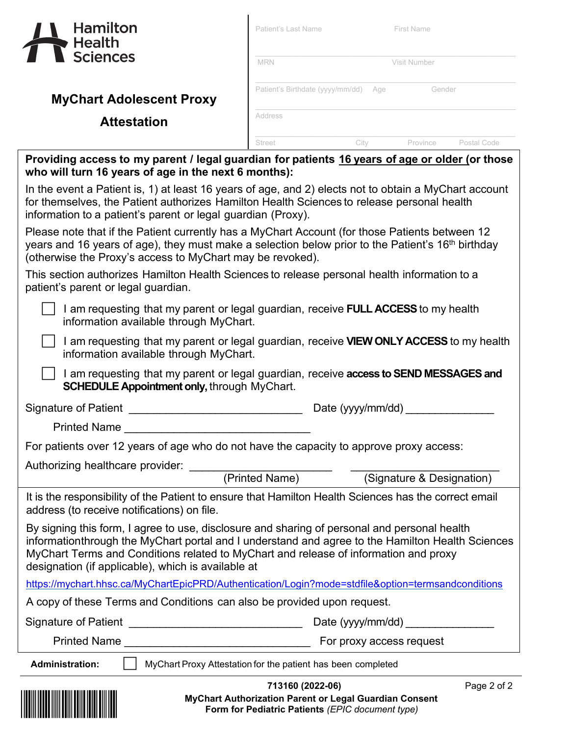Hamilton Health Sciences

# MyChart Adolescent Proxy Attestation

| Patient's Last Name | First Name |
|---|---|
| MRN | Visit Number |
| Patient's Birthdate (yyyy/mm/dd) Age Gender | |
| Address | |
| Street City Province Postal Code | |

**Providing access to my parent / legal guardian for patients 16 years of age or older (or those who will turn 16 years of age in the next 6 months):**

In the event a Patient is, 1) at least 16 years of age, and 2) elects not to obtain a MyChart account for themselves, the Patient authorizes Hamilton Health Sciences to release personal health information to a patient's parent or legal guardian (Proxy).

Please note that if the Patient currently has a MyChart Account (for those Patients between 12 years and 16 years of age), they must make a selection below prior to the Patient's 16th birthday (otherwise the Proxy's access to MyChart may be revoked).

This section authorizes Hamilton Health Sciences to release personal health information to a patient's parent or legal guardian.

- ☐ I am requesting that my parent or legal guardian, receive **FULL ACCESS** to my health information available through MyChart.
- ☐ I am requesting that my parent or legal guardian, receive **VIEW ONLY ACCESS** to my health information available through MyChart.
- ☐ I am requesting that my parent or legal guardian, receive **access to SEND MESSAGES and SCHEDULE Appointment only,** through MyChart.

Signature of Patient ____________________________ Date (yyyy/mm/dd) ______________

Printed Name ______________________________

For patients over 12 years of age who do not have the capacity to approve proxy access:

Authorizing healthcare provider: ______________________ (Printed Name) ________________________ (Signature & Designation)

It is the responsibility of the Patient to ensure that Hamilton Health Sciences has the correct email address (to receive notifications) on file.

By signing this form, I agree to use, disclosure and sharing of personal and personal health informationthrough the MyChart portal and I understand and agree to the Hamilton Health Sciences MyChart Terms and Conditions related to MyChart and release of information and proxy designation (if applicable), which is available at

https://mychart.hhsc.ca/MyChartEpicPRD/Authentication/Login?mode=stdfile&option=termsandconditions

A copy of these Terms and Conditions can also be provided upon request.

Signature of Patient ____________________________ Date (yyyy/mm/dd) ______________

Printed Name ______________________________ For proxy access request

**Administration:** ☐ MyChart Proxy Attestation for the patient has been completed

**713160 (2022-06)**
**MyChart Authorization Parent or Legal Guardian Consent Form for Pediatric Patients** *(EPIC document type)*